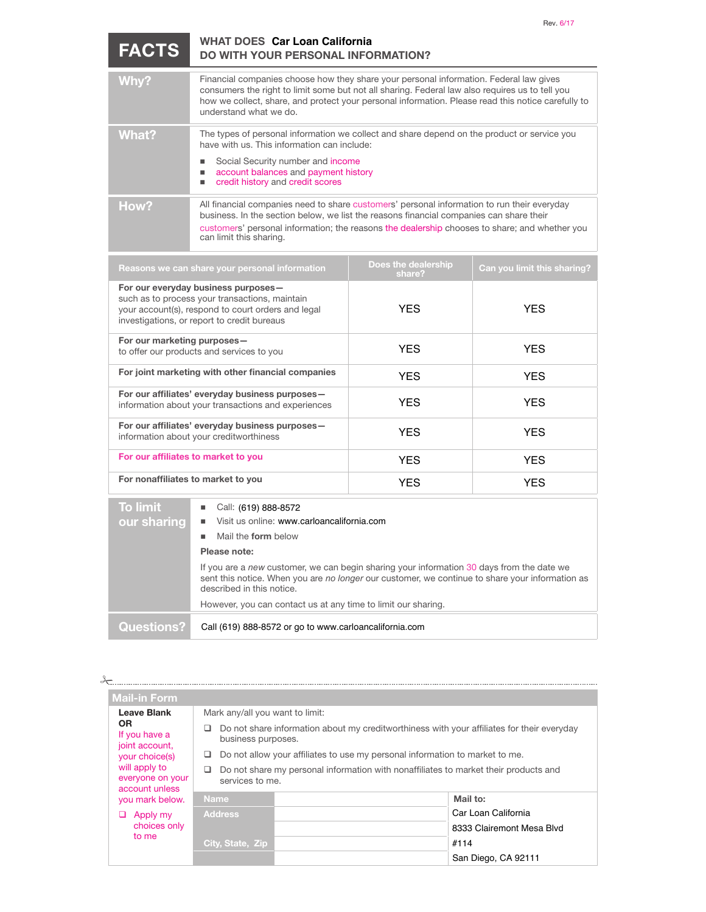Rev. 6/17

# FACTS — WHAT DOES Car Loan California DO WITH YOUR PERSONAL INFORMATION?

| | |
|---|---|
| **Why?** | Financial companies choose how they share your personal information. Federal law gives consumers the right to limit some but not all sharing. Federal law also requires us to tell you how we collect, share, and protect your personal information. Please read this notice carefully to understand what we do. |
| **What?** | The types of personal information we collect and share depend on the product or service you have with us. This information can include:<br>■ Social Security number and income<br>■ account balances and payment history<br>■ credit history and credit scores |
| **How?** | All financial companies need to share customers' personal information to run their everyday business. In the section below, we list the reasons financial companies can share their customers' personal information; the reasons the dealership chooses to share; and whether you can limit this sharing. |

| Reasons we can share your personal information | Does the dealership share? | Can you limit this sharing? |
|---|---|---|
| **For our everyday business purposes—** such as to process your transactions, maintain your account(s), respond to court orders and legal investigations, or report to credit bureaus | YES | YES |
| **For our marketing purposes—** to offer our products and services to you | YES | YES |
| **For joint marketing with other financial companies** | YES | YES |
| **For our affiliates' everyday business purposes—** information about your transactions and experiences | YES | YES |
| **For our affiliates' everyday business purposes—** information about your creditworthiness | YES | YES |
| **For our affiliates to market to you** | YES | YES |
| **For nonaffiliates to market to you** | YES | YES |

| | |
|---|---|
| **To limit our sharing** | ■ Call: (619) 888-8572<br>■ Visit us online: www.carloancalifornia.com<br>■ Mail the **form** below<br><br>**Please note:**<br><br>If you are a *new* customer, we can begin sharing your information 30 days from the date we sent this notice. When you are *no longer* our customer, we continue to share your information as described in this notice.<br><br>However, you can contact us at any time to limit our sharing. |
| **Questions?** | Call (619) 888-8572 or go to www.carloancalifornia.com |

## Mail-in Form

**Leave Blank**
**OR**
If you have a joint account, your choice(s) will apply to everyone on your account unless you mark below.

❑ Apply my choices only to me

Mark any/all you want to limit:

❑ Do not share information about my creditworthiness with your affiliates for their everyday business purposes.

❑ Do not allow your affiliates to use my personal information to market to me.

❑ Do not share my personal information with nonaffiliates to market their products and services to me.

| | | Mail to: |
|---|---|---|
| Name | | Car Loan California |
| Address | | 8333 Clairemont Mesa Blvd |
| | | #114 |
| City, State, Zip | | San Diego, CA 92111 |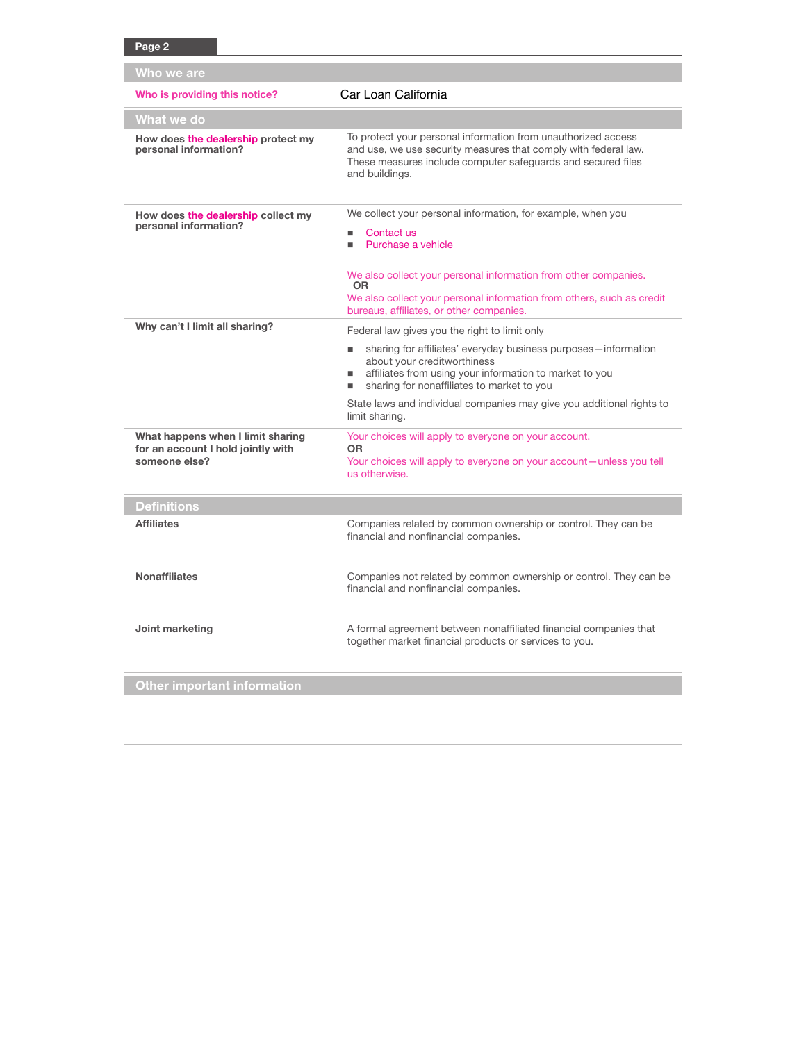| Who we are | |
|---|---|
| **Who is providing this notice?** | Car Loan California |

| What we do | |
|---|---|
| **How does the dealership protect my personal information?** | To protect your personal information from unauthorized access and use, we use security measures that comply with federal law. These measures include computer safeguards and secured files and buildings. |
| **How does the dealership collect my personal information?** | We collect your personal information, for example, when you<br>■ Contact us<br>■ Purchase a vehicle<br><br>We also collect your personal information from other companies.<br>**OR**<br>We also collect your personal information from others, such as credit bureaus, affiliates, or other companies. |
| **Why can't I limit all sharing?** | Federal law gives you the right to limit only<br>■ sharing for affiliates' everyday business purposes—information about your creditworthiness<br>■ affiliates from using your information to market to you<br>■ sharing for nonaffiliates to market to you<br><br>State laws and individual companies may give you additional rights to limit sharing. |
| **What happens when I limit sharing for an account I hold jointly with someone else?** | Your choices will apply to everyone on your account.<br>**OR**<br>Your choices will apply to everyone on your account—unless you tell us otherwise. |

| Definitions | |
|---|---|
| **Affiliates** | Companies related by common ownership or control. They can be financial and nonfinancial companies. |
| **Nonaffiliates** | Companies not related by common ownership or control. They can be financial and nonfinancial companies. |
| **Joint marketing** | A formal agreement between nonaffiliated financial companies that together market financial products or services to you. |

## Other important information